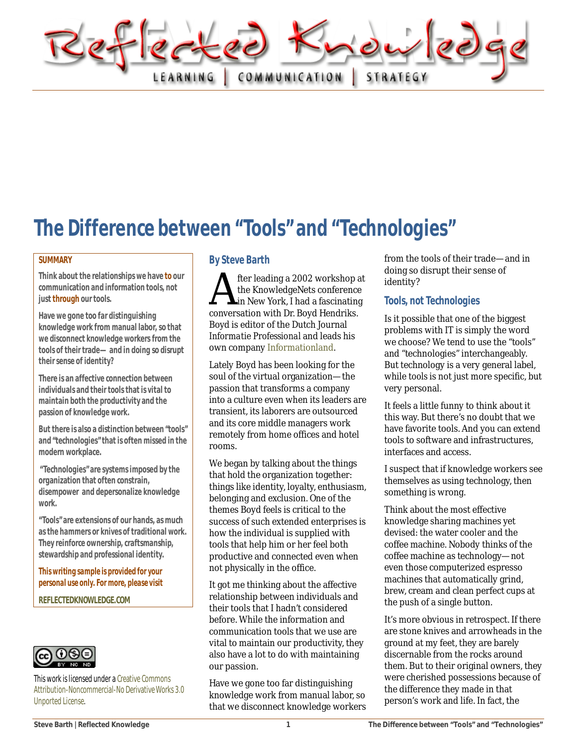Reflected Knowledge

LEARNING | COMMUNICATION | STRATEGY

# The Difference between “Tools” and “Technologies”

**SUMMARY**

**Think about the relationships we have to our communication and information tools, not just through our tools.**

**Have we gone too far distinguishing knowledge work from manual labor, so that we disconnect knowledge workers from the tools of their trade— and in doing so disrupt their sense of identity?**

**There is an affective connection between individuals and their tools that is vital to maintain both the productivity and the passion of knowledge work.**

**But there is also a distinction between “tools” and “technologies” that is often missed in the modern workplace.**

**“Technologies” are systems imposed by the organization that often constrain, disempower and depersonalize knowledge work.**

**“Tools” are extensions of our hands, as much as the hammers or knives of traditional work. They reinforce ownership, craftsmanship, stewardship and professional identity.**

**This writing sample is provided for your personal use only. For more, please visit**

**REFLECTEDKNOWLEDGE.COM**

This work is licensed under a Creative Commons Attribution-Noncommercial-No Derivative Works 3.0 Unported License.

### By Steve Barth

After leading a 2002 workshop at the KnowledgeNets conference in New York, I had a fascinating conversation with Dr. Boyd Hendriks. Boyd is editor of the Dutch Journal Informatie Professional and leads his own company Informationland.

Lately Boyd has been looking for the soul of the virtual organization— the passion that transforms a company into a culture even when its leaders are transient, its laborers are outsourced and its core middle managers work remotely from home offices and hotel rooms.

We began by talking about the things that hold the organization together: things like identity, loyalty, enthusiasm, belonging and exclusion. One of the themes Boyd feels is critical to the success of such extended enterprises is how the individual is supplied with tools that help him or her feel both productive and connected even when not physically in the office.

It got me thinking about the affective relationship between individuals and their tools that I hadn’t considered before. While the information and communication tools that we use are vital to maintain our productivity, they also have a lot to do with maintaining our passion.

Have we gone too far distinguishing knowledge work from manual labor, so that we disconnect knowledge workers from the tools of their trade— and in doing so disrupt their sense of identity?

### Tools, not Technologies

Is it possible that one of the biggest problems with IT is simply the word we choose? We tend to use the “tools” and “technologies” interchangeably. But technology is a very general label, while tools is not just more specific, but very personal.

It feels a little funny to think about it this way. But there’s no doubt that we have favorite tools. And you can extend tools to software and infrastructures, interfaces and access.

I suspect that if knowledge workers see themselves as using technology, then something is wrong.

Think about the most effective knowledge sharing machines yet devised: the water cooler and the coffee machine. Nobody thinks of the coffee machine as technology— not even those computerized espresso machines that automatically grind, brew, cream and clean perfect cups at the push of a single button.

It’s more obvious in retrospect. If there are stone knives and arrowheads in the ground at my feet, they are barely discernable from the rocks around them. But to their original owners, they were cherished possessions because of the difference they made in that person’s work and life. In fact, the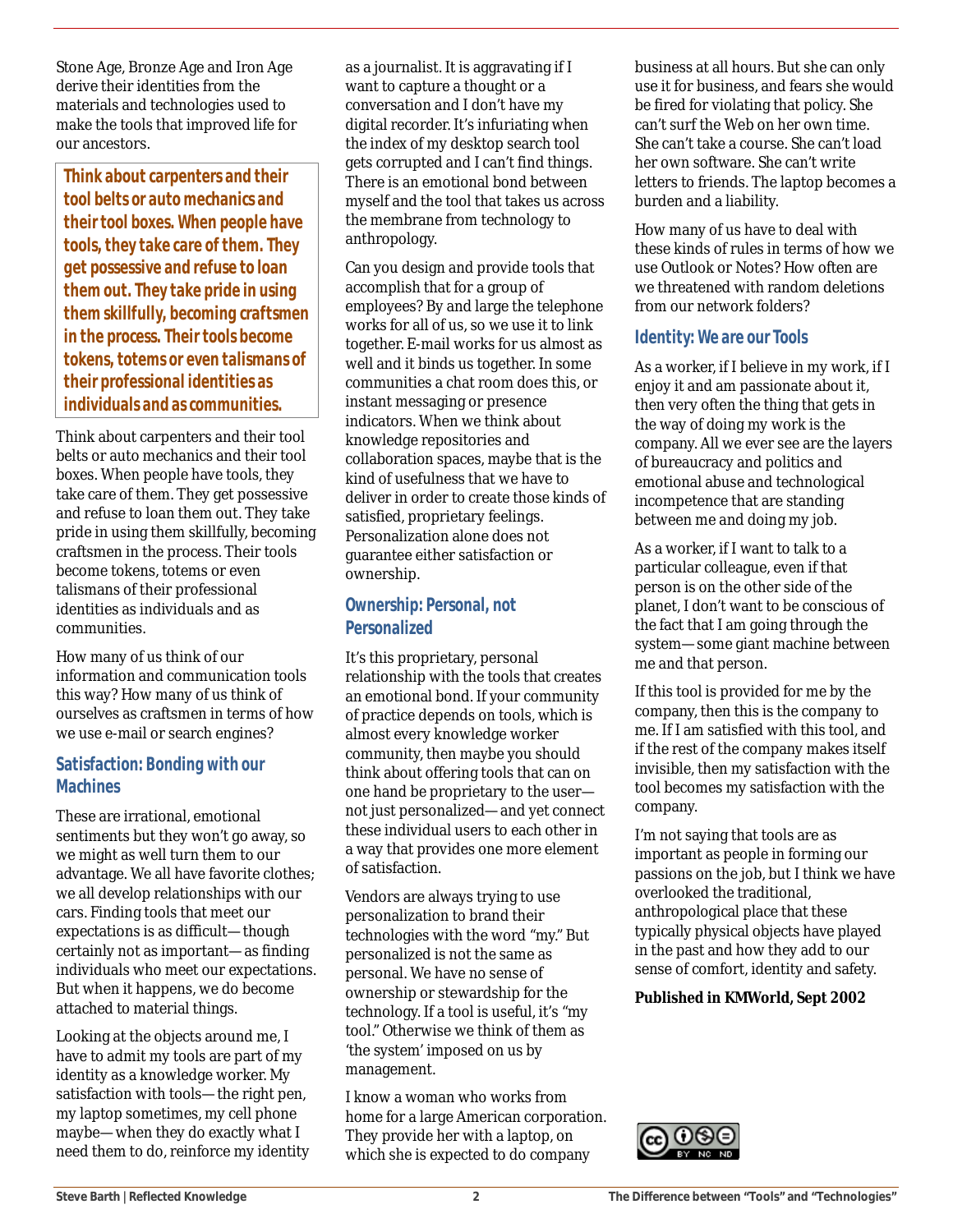Stone Age, Bronze Age and Iron Age derive their identities from the materials and technologies used to make the tools that improved life for our ancestors.

> **Think about carpenters and their tool belts or auto mechanics and their tool boxes. When people have tools, they take care of them. They get possessive and refuse to loan them out. They take pride in using them skillfully, becoming craftsmen in the process. Their tools become tokens, totems or even talismans of their professional identities as individuals and as communities.**

Think about carpenters and their tool belts or auto mechanics and their tool boxes. When people have tools, they take care of them. They get possessive and refuse to loan them out. They take pride in using them skillfully, becoming craftsmen in the process. Their tools become tokens, totems or even talismans of their professional identities as individuals and as communities.

How many of us think of our information and communication tools this way? How many of us think of ourselves as craftsmen in terms of how we use e-mail or search engines?

## Satisfaction: Bonding with our Machines

These are irrational, emotional sentiments but they won't go away, so we might as well turn them to our advantage. We all have favorite clothes; we all develop relationships with our cars. Finding tools that meet our expectations is as difficult—though certainly not as important—as finding individuals who meet our expectations. But when it happens, we do become attached to material things.

Looking at the objects around me, I have to admit my tools are part of my identity as a knowledge worker. My satisfaction with tools—the right pen, my laptop sometimes, my cell phone maybe—when they do exactly what I need them to do, reinforce my identity as a journalist. It is aggravating if I want to capture a thought or a conversation and I don't have my digital recorder. It's infuriating when the index of my desktop search tool gets corrupted and I can't find things. There is an emotional bond between myself and the tool that takes us across the membrane from technology to anthropology.

Can you design and provide tools that accomplish that for a group of employees? By and large the telephone works for all of us, so we use it to link together. E-mail works for us almost as well and it binds us together. In some communities a chat room does this, or instant messaging or presence indicators. When we think about knowledge repositories and collaboration spaces, maybe that is the kind of usefulness that we have to deliver in order to create those kinds of satisfied, proprietary feelings. Personalization alone does not guarantee either satisfaction or ownership.

## Ownership: Personal, not Personalized

It's this proprietary, personal relationship with the tools that creates an emotional bond. If your community of practice depends on tools, which is almost every knowledge worker community, then maybe you should think about offering tools that can on one hand be proprietary to the user—not just personalized—and yet connect these individual users to each other in a way that provides one more element of satisfaction.

Vendors are always trying to use personalization to brand their technologies with the word "my." But personalized is not the same as personal. We have no sense of ownership or stewardship for the technology. If a tool is useful, it's "my tool." Otherwise we think of them as 'the system' imposed on us by management.

I know a woman who works from home for a large American corporation. They provide her with a laptop, on which she is expected to do company business at all hours. But she can only use it for business, and fears she would be fired for violating that policy. She can't surf the Web on her own time. She can't take a course. She can't load her own software. She can't write letters to friends. The laptop becomes a burden and a liability.

How many of us have to deal with these kinds of rules in terms of how we use Outlook or Notes? How often are we threatened with random deletions from our network folders?

## Identity: We are our Tools

As a worker, if I believe in my work, if I enjoy it and am passionate about it, then very often the thing that gets in the way of doing my work is the company. All we ever see are the layers of bureaucracy and politics and emotional abuse and technological incompetence that are standing between me and doing my job.

As a worker, if I want to talk to a particular colleague, even if that person is on the other side of the planet, I don't want to be conscious of the fact that I am going through the system—some giant machine between me and that person.

If this tool is provided for me by the company, then this is the company to me. If I am satisfied with this tool, and if the rest of the company makes itself invisible, then my satisfaction with the tool becomes my satisfaction with the company.

I'm not saying that tools are as important as people in forming our passions on the job, but I think we have overlooked the traditional, anthropological place that these typically physical objects have played in the past and how they add to our sense of comfort, identity and safety.

**Published in KMWorld, Sept 2002**